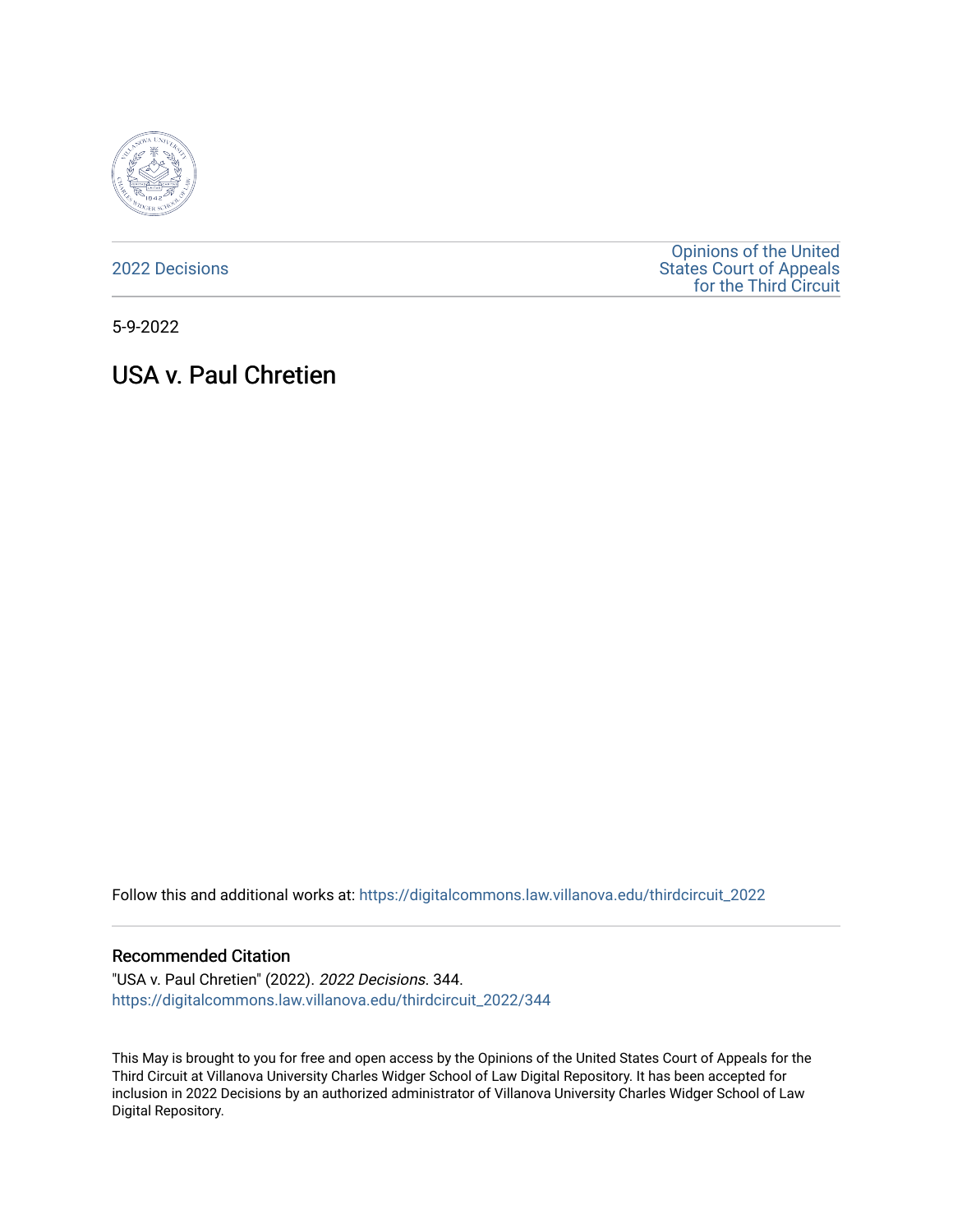2022 Decisions

Opinions of the United States Court of Appeals for the Third Circuit

5-9-2022

# USA v. Paul Chretien

Follow this and additional works at: https://digitalcommons.law.villanova.edu/thirdcircuit_2022

## Recommended Citation

"USA v. Paul Chretien" (2022). *2022 Decisions*. 344.
https://digitalcommons.law.villanova.edu/thirdcircuit_2022/344

This May is brought to you for free and open access by the Opinions of the United States Court of Appeals for the Third Circuit at Villanova University Charles Widger School of Law Digital Repository. It has been accepted for inclusion in 2022 Decisions by an authorized administrator of Villanova University Charles Widger School of Law Digital Repository.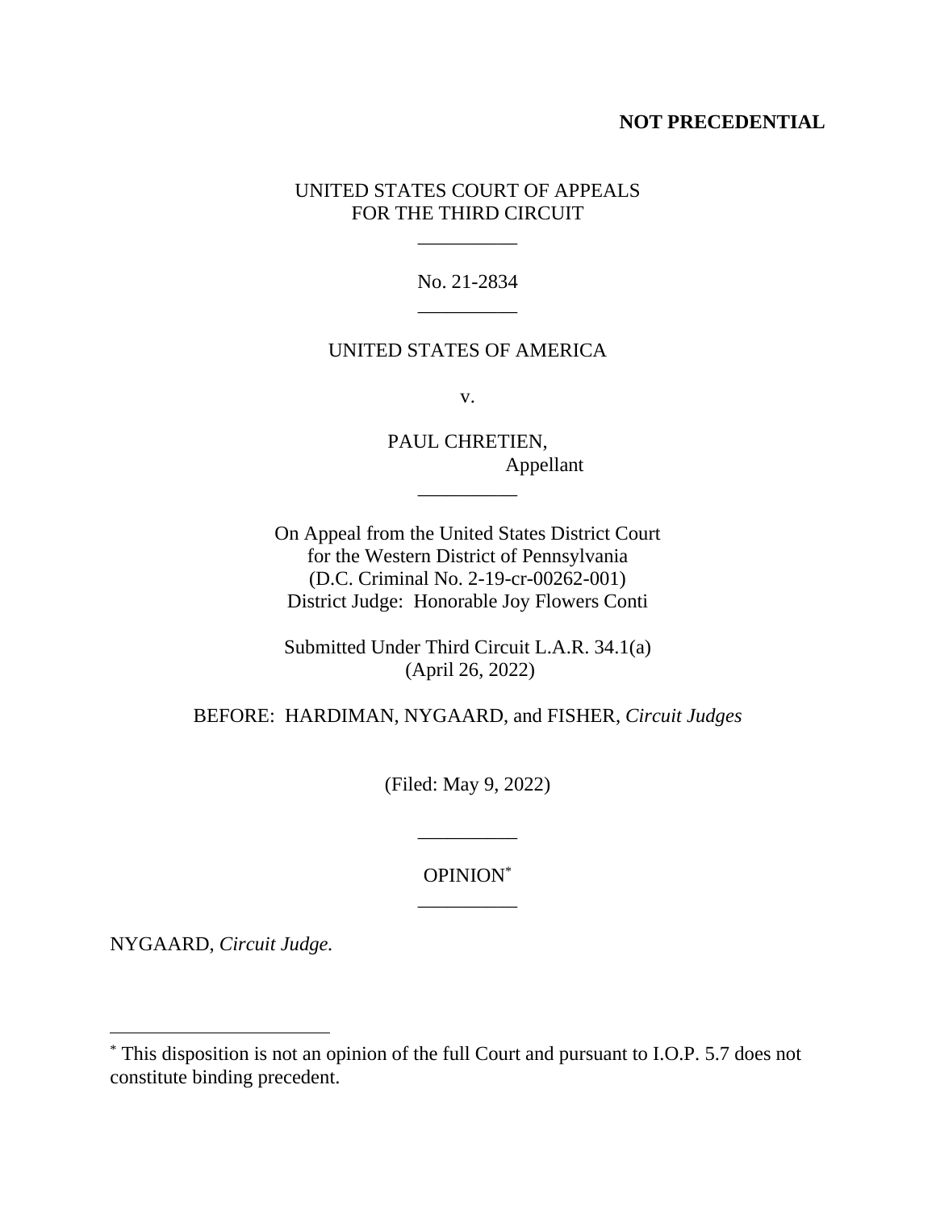**NOT PRECEDENTIAL**

UNITED STATES COURT OF APPEALS
FOR THE THIRD CIRCUIT

\_\_\_\_\_\_\_\_\_\_

No. 21-2834

\_\_\_\_\_\_\_\_\_\_

UNITED STATES OF AMERICA

v.

PAUL CHRETIEN,
Appellant

\_\_\_\_\_\_\_\_\_\_

On Appeal from the United States District Court
for the Western District of Pennsylvania
(D.C. Criminal No. 2-19-cr-00262-001)
District Judge: Honorable Joy Flowers Conti

Submitted Under Third Circuit L.A.R. 34.1(a)
(April 26, 2022)

BEFORE: HARDIMAN, NYGAARD, and FISHER, *Circuit Judges*

(Filed: May 9, 2022)

\_\_\_\_\_\_\_\_\_\_

OPINION[*]

\_\_\_\_\_\_\_\_\_\_

NYGAARD, *Circuit Judge.*

---

[*] This disposition is not an opinion of the full Court and pursuant to I.O.P. 5.7 does not constitute binding precedent.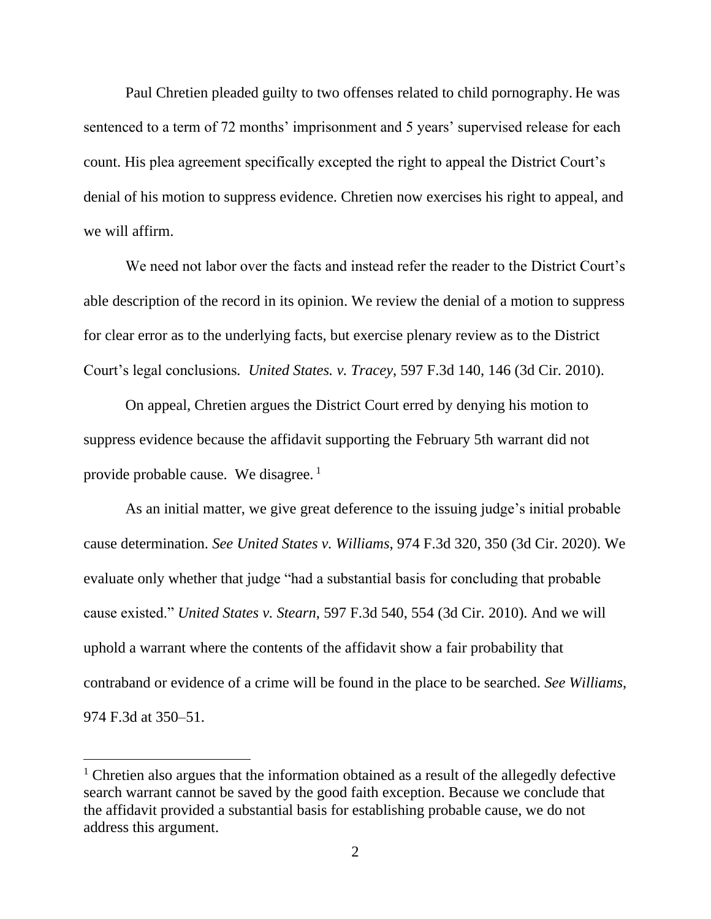Paul Chretien pleaded guilty to two offenses related to child pornography. He was sentenced to a term of 72 months' imprisonment and 5 years' supervised release for each count. His plea agreement specifically excepted the right to appeal the District Court's denial of his motion to suppress evidence. Chretien now exercises his right to appeal, and we will affirm.

We need not labor over the facts and instead refer the reader to the District Court's able description of the record in its opinion. We review the denial of a motion to suppress for clear error as to the underlying facts, but exercise plenary review as to the District Court's legal conclusions. *United States. v. Tracey*, 597 F.3d 140, 146 (3d Cir. 2010).

On appeal, Chretien argues the District Court erred by denying his motion to suppress evidence because the affidavit supporting the February 5th warrant did not provide probable cause. We disagree. [1]

As an initial matter, we give great deference to the issuing judge's initial probable cause determination. *See United States v. Williams*, 974 F.3d 320, 350 (3d Cir. 2020). We evaluate only whether that judge "had a substantial basis for concluding that probable cause existed." *United States v. Stearn*, 597 F.3d 540, 554 (3d Cir. 2010). And we will uphold a warrant where the contents of the affidavit show a fair probability that contraband or evidence of a crime will be found in the place to be searched. *See Williams*, 974 F.3d at 350–51.

---

[1] Chretien also argues that the information obtained as a result of the allegedly defective search warrant cannot be saved by the good faith exception. Because we conclude that the affidavit provided a substantial basis for establishing probable cause, we do not address this argument.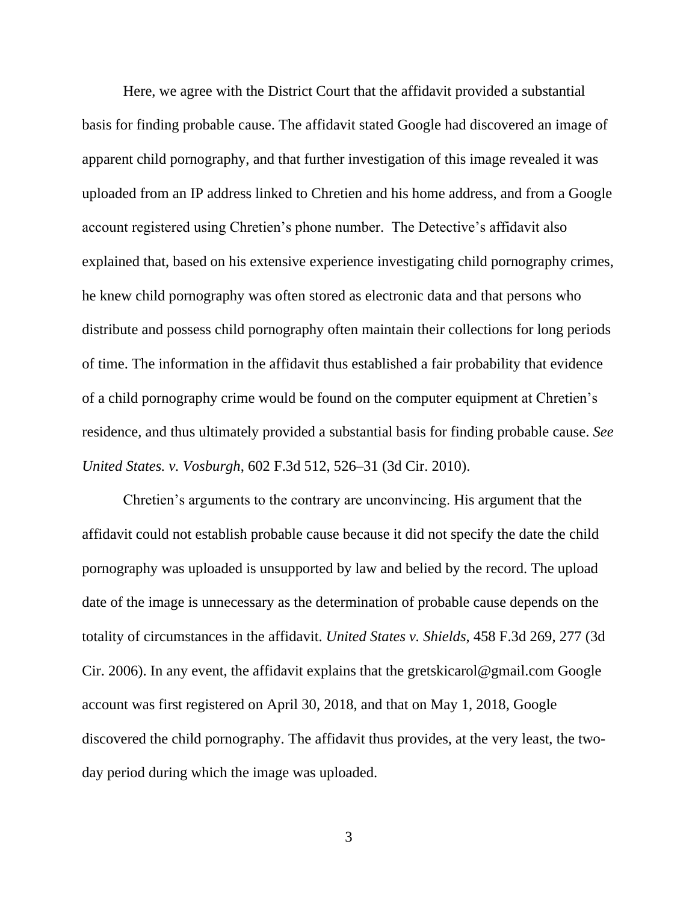Here, we agree with the District Court that the affidavit provided a substantial basis for finding probable cause. The affidavit stated Google had discovered an image of apparent child pornography, and that further investigation of this image revealed it was uploaded from an IP address linked to Chretien and his home address, and from a Google account registered using Chretien's phone number. The Detective's affidavit also explained that, based on his extensive experience investigating child pornography crimes, he knew child pornography was often stored as electronic data and that persons who distribute and possess child pornography often maintain their collections for long periods of time. The information in the affidavit thus established a fair probability that evidence of a child pornography crime would be found on the computer equipment at Chretien's residence, and thus ultimately provided a substantial basis for finding probable cause. *See United States. v. Vosburgh*, 602 F.3d 512, 526–31 (3d Cir. 2010).

Chretien's arguments to the contrary are unconvincing. His argument that the affidavit could not establish probable cause because it did not specify the date the child pornography was uploaded is unsupported by law and belied by the record. The upload date of the image is unnecessary as the determination of probable cause depends on the totality of circumstances in the affidavit. *United States v. Shields*, 458 F.3d 269, 277 (3d Cir. 2006). In any event, the affidavit explains that the gretskicarol@gmail.com Google account was first registered on April 30, 2018, and that on May 1, 2018, Google discovered the child pornography. The affidavit thus provides, at the very least, the two-day period during which the image was uploaded.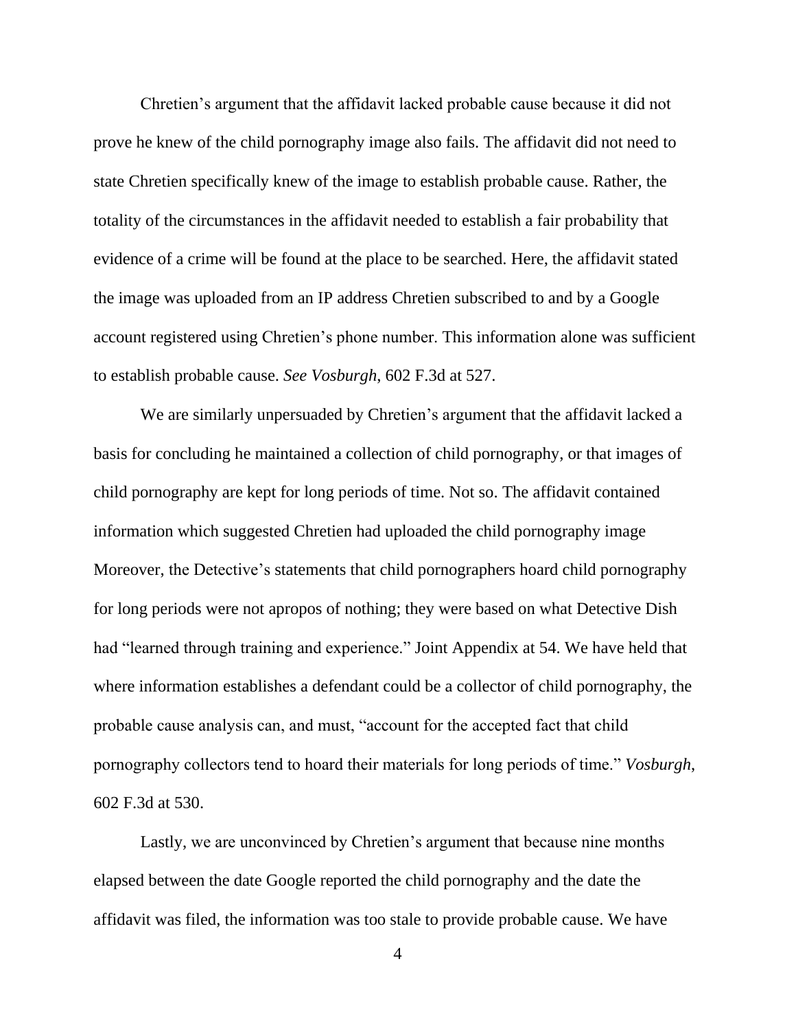Chretien's argument that the affidavit lacked probable cause because it did not prove he knew of the child pornography image also fails. The affidavit did not need to state Chretien specifically knew of the image to establish probable cause. Rather, the totality of the circumstances in the affidavit needed to establish a fair probability that evidence of a crime will be found at the place to be searched. Here, the affidavit stated the image was uploaded from an IP address Chretien subscribed to and by a Google account registered using Chretien's phone number. This information alone was sufficient to establish probable cause. *See Vosburgh*, 602 F.3d at 527.

We are similarly unpersuaded by Chretien's argument that the affidavit lacked a basis for concluding he maintained a collection of child pornography, or that images of child pornography are kept for long periods of time. Not so. The affidavit contained information which suggested Chretien had uploaded the child pornography image Moreover, the Detective's statements that child pornographers hoard child pornography for long periods were not apropos of nothing; they were based on what Detective Dish had "learned through training and experience." Joint Appendix at 54. We have held that where information establishes a defendant could be a collector of child pornography, the probable cause analysis can, and must, "account for the accepted fact that child pornography collectors tend to hoard their materials for long periods of time." *Vosburgh*, 602 F.3d at 530.

Lastly, we are unconvinced by Chretien's argument that because nine months elapsed between the date Google reported the child pornography and the date the affidavit was filed, the information was too stale to provide probable cause. We have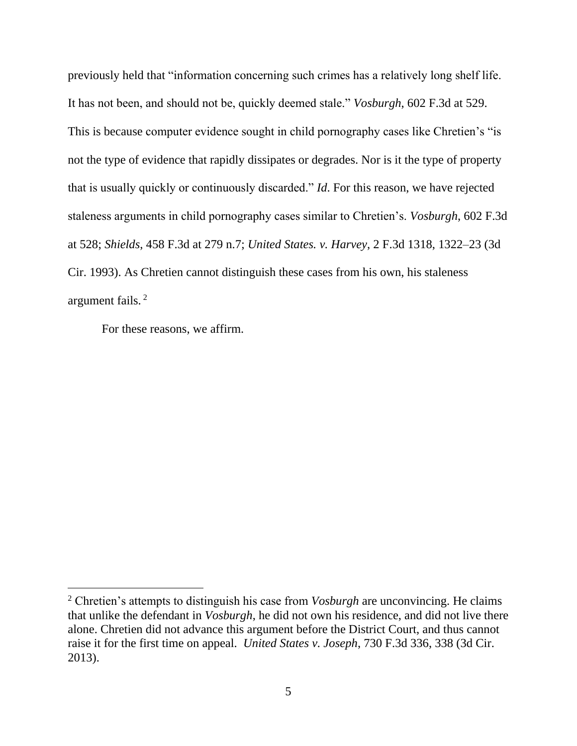previously held that "information concerning such crimes has a relatively long shelf life. It has not been, and should not be, quickly deemed stale." *Vosburgh*, 602 F.3d at 529. This is because computer evidence sought in child pornography cases like Chretien's "is not the type of evidence that rapidly dissipates or degrades. Nor is it the type of property that is usually quickly or continuously discarded." *Id*. For this reason, we have rejected staleness arguments in child pornography cases similar to Chretien's. *Vosburgh*, 602 F.3d at 528; *Shields*, 458 F.3d at 279 n.7; *United States. v. Harvey*, 2 F.3d 1318, 1322–23 (3d Cir. 1993). As Chretien cannot distinguish these cases from his own, his staleness argument fails. [2]

For these reasons, we affirm.

---

[2] Chretien's attempts to distinguish his case from *Vosburgh* are unconvincing. He claims that unlike the defendant in *Vosburgh*, he did not own his residence, and did not live there alone. Chretien did not advance this argument before the District Court, and thus cannot raise it for the first time on appeal. *United States v. Joseph*, 730 F.3d 336, 338 (3d Cir. 2013).